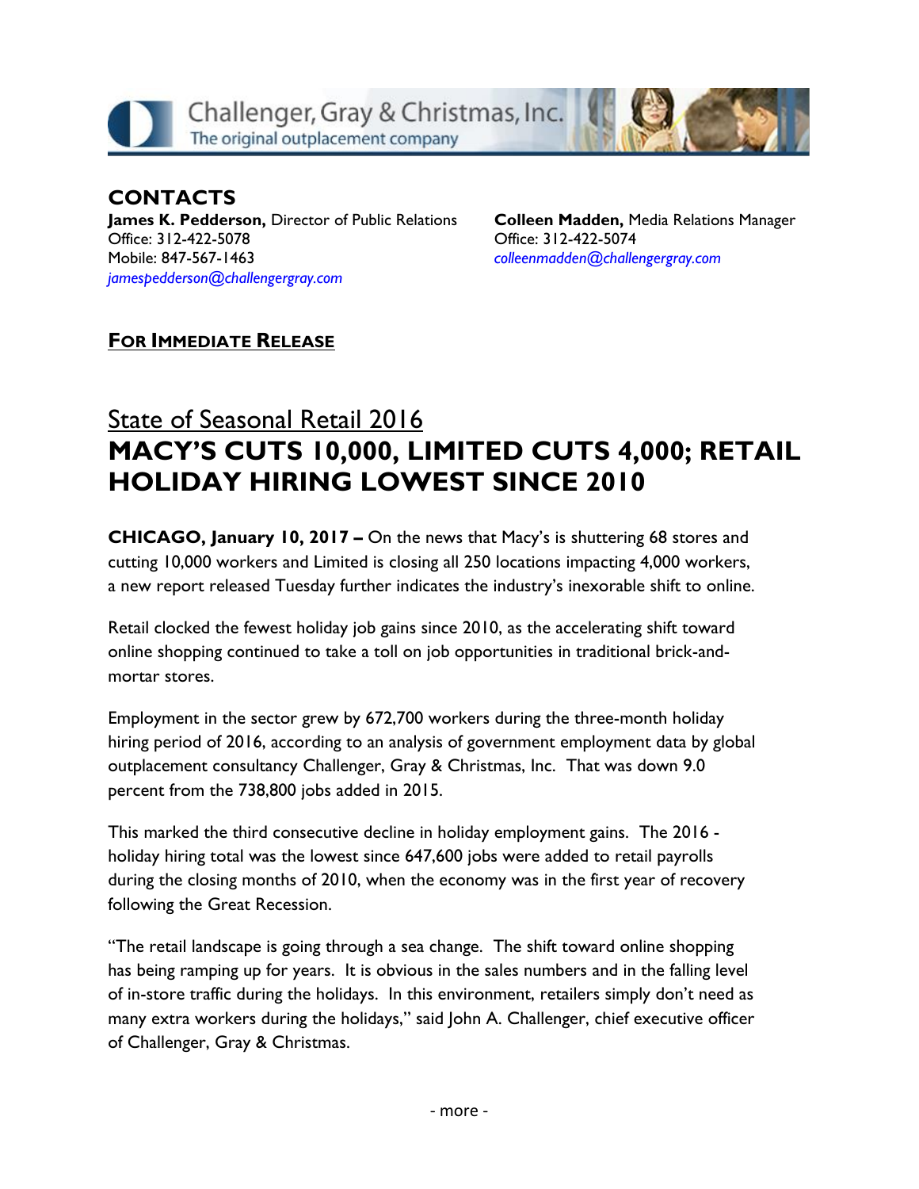Challenger, Gray & Christmas, Inc.
The original outplacement company

## CONTACTS

**James K. Pedderson,** Director of Public Relations
Office: 312-422-5078
Mobile: 847-567-1463
*jamespedderson@challengergray.com*

**Colleen Madden,** Media Relations Manager
Office: 312-422-5074
*colleenmadden@challengergray.com*

**FOR IMMEDIATE RELEASE**

# State of Seasonal Retail 2016
# MACY'S CUTS 10,000, LIMITED CUTS 4,000; RETAIL HOLIDAY HIRING LOWEST SINCE 2010

**CHICAGO, January 10, 2017 –** On the news that Macy's is shuttering 68 stores and cutting 10,000 workers and Limited is closing all 250 locations impacting 4,000 workers, a new report released Tuesday further indicates the industry's inexorable shift to online.

Retail clocked the fewest holiday job gains since 2010, as the accelerating shift toward online shopping continued to take a toll on job opportunities in traditional brick-and-mortar stores.

Employment in the sector grew by 672,700 workers during the three-month holiday hiring period of 2016, according to an analysis of government employment data by global outplacement consultancy Challenger, Gray & Christmas, Inc. That was down 9.0 percent from the 738,800 jobs added in 2015.

This marked the third consecutive decline in holiday employment gains. The 2016 - holiday hiring total was the lowest since 647,600 jobs were added to retail payrolls during the closing months of 2010, when the economy was in the first year of recovery following the Great Recession.

"The retail landscape is going through a sea change. The shift toward online shopping has being ramping up for years. It is obvious in the sales numbers and in the falling level of in-store traffic during the holidays. In this environment, retailers simply don't need as many extra workers during the holidays," said John A. Challenger, chief executive officer of Challenger, Gray & Christmas.

- more -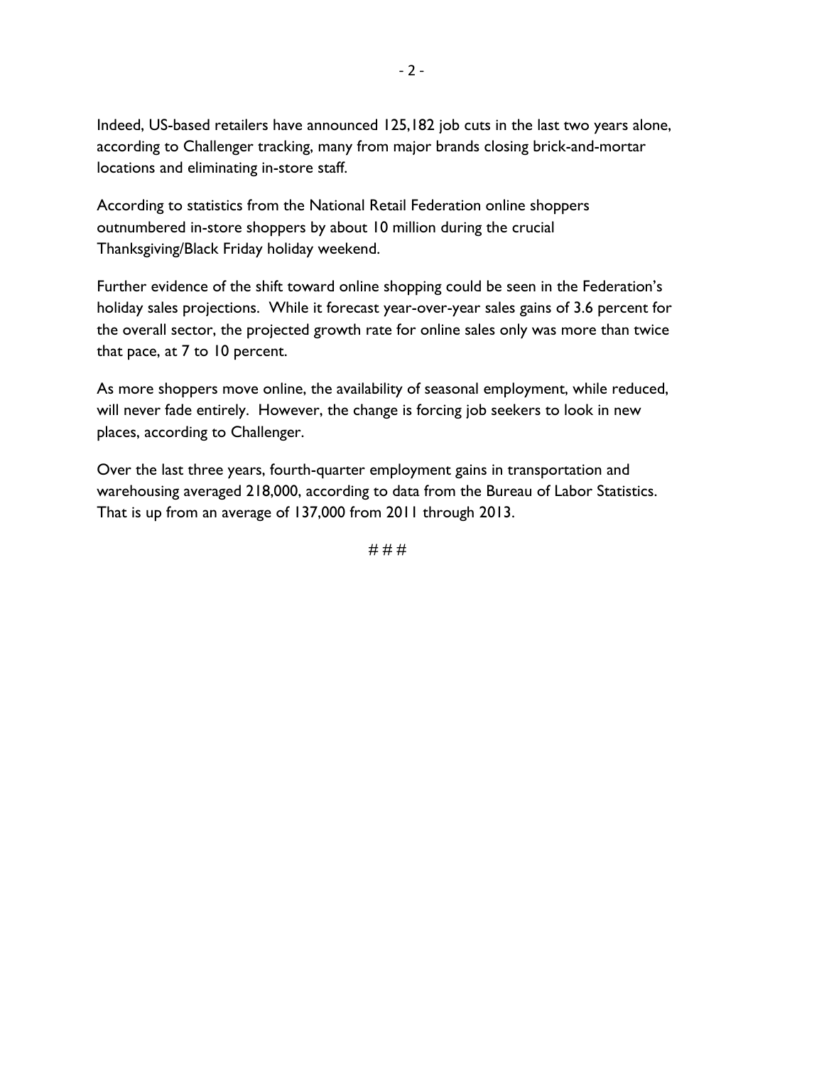Indeed, US-based retailers have announced 125,182 job cuts in the last two years alone, according to Challenger tracking, many from major brands closing brick-and-mortar locations and eliminating in-store staff.

According to statistics from the National Retail Federation online shoppers outnumbered in-store shoppers by about 10 million during the crucial Thanksgiving/Black Friday holiday weekend.

Further evidence of the shift toward online shopping could be seen in the Federation's holiday sales projections. While it forecast year-over-year sales gains of 3.6 percent for the overall sector, the projected growth rate for online sales only was more than twice that pace, at 7 to 10 percent.

As more shoppers move online, the availability of seasonal employment, while reduced, will never fade entirely. However, the change is forcing job seekers to look in new places, according to Challenger.

Over the last three years, fourth-quarter employment gains in transportation and warehousing averaged 218,000, according to data from the Bureau of Labor Statistics. That is up from an average of 137,000 from 2011 through 2013.

# # #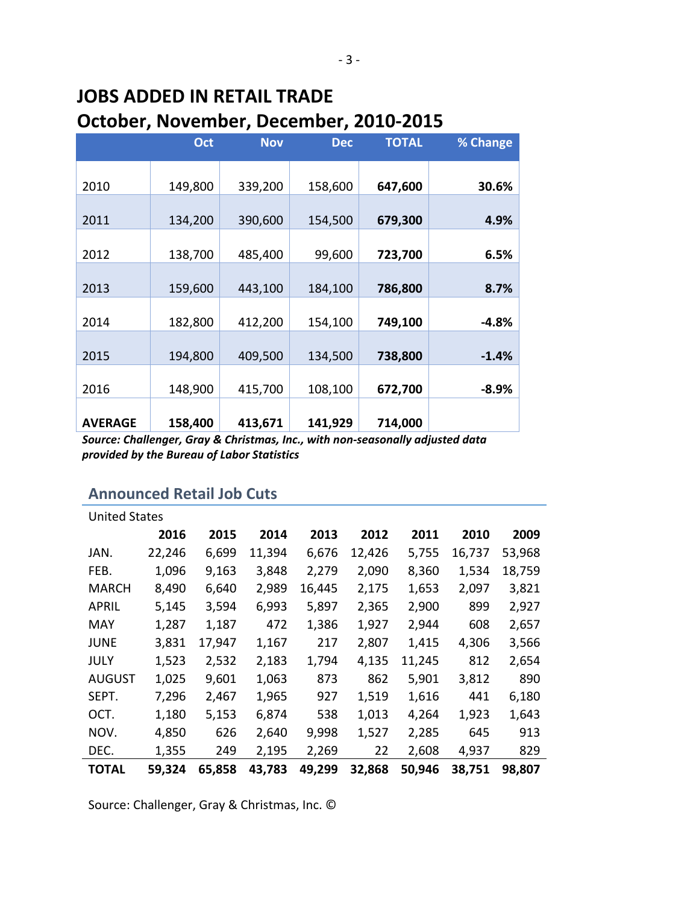# JOBS ADDED IN RETAIL TRADE
## October, November, December, 2010-2015

| | Oct | Nov | Dec | TOTAL | % Change |
|---|---|---|---|---|---|
| 2010 | 149,800 | 339,200 | 158,600 | **647,600** | **30.6%** |
| 2011 | 134,200 | 390,600 | 154,500 | **679,300** | **4.9%** |
| 2012 | 138,700 | 485,400 | 99,600 | **723,700** | **6.5%** |
| 2013 | 159,600 | 443,100 | 184,100 | **786,800** | **8.7%** |
| 2014 | 182,800 | 412,200 | 154,100 | **749,100** | **-4.8%** |
| 2015 | 194,800 | 409,500 | 134,500 | **738,800** | **-1.4%** |
| 2016 | 148,900 | 415,700 | 108,100 | **672,700** | **-8.9%** |
| **AVERAGE** | **158,400** | **413,671** | **141,929** | **714,000** | |

***Source: Challenger, Gray & Christmas, Inc., with non-seasonally adjusted data provided by the Bureau of Labor Statistics***

## Announced Retail Job Cuts

United States

| | 2016 | 2015 | 2014 | 2013 | 2012 | 2011 | 2010 | 2009 |
|---|---|---|---|---|---|---|---|---|
| JAN. | 22,246 | 6,699 | 11,394 | 6,676 | 12,426 | 5,755 | 16,737 | 53,968 |
| FEB. | 1,096 | 9,163 | 3,848 | 2,279 | 2,090 | 8,360 | 1,534 | 18,759 |
| MARCH | 8,490 | 6,640 | 2,989 | 16,445 | 2,175 | 1,653 | 2,097 | 3,821 |
| APRIL | 5,145 | 3,594 | 6,993 | 5,897 | 2,365 | 2,900 | 899 | 2,927 |
| MAY | 1,287 | 1,187 | 472 | 1,386 | 1,927 | 2,944 | 608 | 2,657 |
| JUNE | 3,831 | 17,947 | 1,167 | 217 | 2,807 | 1,415 | 4,306 | 3,566 |
| JULY | 1,523 | 2,532 | 2,183 | 1,794 | 4,135 | 11,245 | 812 | 2,654 |
| AUGUST | 1,025 | 9,601 | 1,063 | 873 | 862 | 5,901 | 3,812 | 890 |
| SEPT. | 7,296 | 2,467 | 1,965 | 927 | 1,519 | 1,616 | 441 | 6,180 |
| OCT. | 1,180 | 5,153 | 6,874 | 538 | 1,013 | 4,264 | 1,923 | 1,643 |
| NOV. | 4,850 | 626 | 2,640 | 9,998 | 1,527 | 2,285 | 645 | 913 |
| DEC. | 1,355 | 249 | 2,195 | 2,269 | 22 | 2,608 | 4,937 | 829 |
| **TOTAL** | **59,324** | **65,858** | **43,783** | **49,299** | **32,868** | **50,946** | **38,751** | **98,807** |

Source: Challenger, Gray & Christmas, Inc. ©